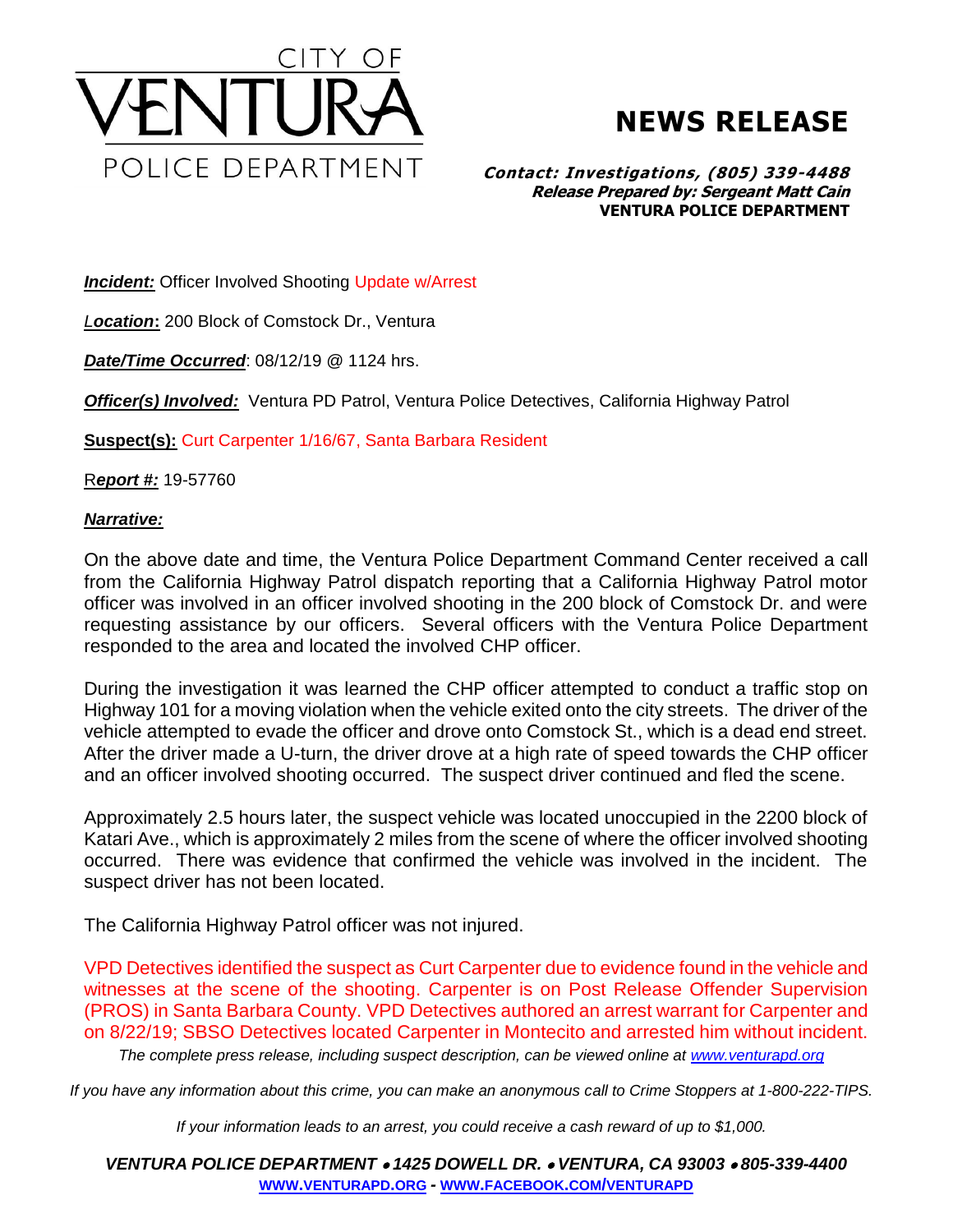# CITY OF VENTURA POLICE DEPARTMENT

# NEWS RELEASE

***Contact: Investigations, (805) 339-4488***
***Release Prepared by: Sergeant Matt Cain***
**VENTURA POLICE DEPARTMENT**

***Incident:*** Officer Involved Shooting Update w/Arrest

***Location*:** 200 Block of Comstock Dr., Ventura

***Date/Time Occurred***: 08/12/19 @ 1124 hrs.

***Officer(s) Involved:*** Ventura PD Patrol, Ventura Police Detectives, California Highway Patrol

**Suspect(s):** Curt Carpenter 1/16/67, Santa Barbara Resident

R***eport #:*** 19-57760

***Narrative:***

On the above date and time, the Ventura Police Department Command Center received a call from the California Highway Patrol dispatch reporting that a California Highway Patrol motor officer was involved in an officer involved shooting in the 200 block of Comstock Dr. and were requesting assistance by our officers. Several officers with the Ventura Police Department responded to the area and located the involved CHP officer.

During the investigation it was learned the CHP officer attempted to conduct a traffic stop on Highway 101 for a moving violation when the vehicle exited onto the city streets. The driver of the vehicle attempted to evade the officer and drove onto Comstock St., which is a dead end street. After the driver made a U-turn, the driver drove at a high rate of speed towards the CHP officer and an officer involved shooting occurred. The suspect driver continued and fled the scene.

Approximately 2.5 hours later, the suspect vehicle was located unoccupied in the 2200 block of Katari Ave., which is approximately 2 miles from the scene of where the officer involved shooting occurred. There was evidence that confirmed the vehicle was involved in the incident. The suspect driver has not been located.

The California Highway Patrol officer was not injured.

VPD Detectives identified the suspect as Curt Carpenter due to evidence found in the vehicle and witnesses at the scene of the shooting. Carpenter is on Post Release Offender Supervision (PROS) in Santa Barbara County. VPD Detectives authored an arrest warrant for Carpenter and on 8/22/19; SBSO Detectives located Carpenter in Montecito and arrested him without incident.

*The complete press release, including suspect description, can be viewed online at www.venturapd.org*

*If you have any information about this crime, you can make an anonymous call to Crime Stoppers at 1-800-222-TIPS.*

*If your information leads to an arrest, you could receive a cash reward of up to $1,000.*

***VENTURA POLICE DEPARTMENT • 1425 DOWELL DR. • VENTURA, CA 93003 • 805-339-4400***
**WWW.VENTURAPD.ORG - WWW.FACEBOOK.COM/VENTURAPD**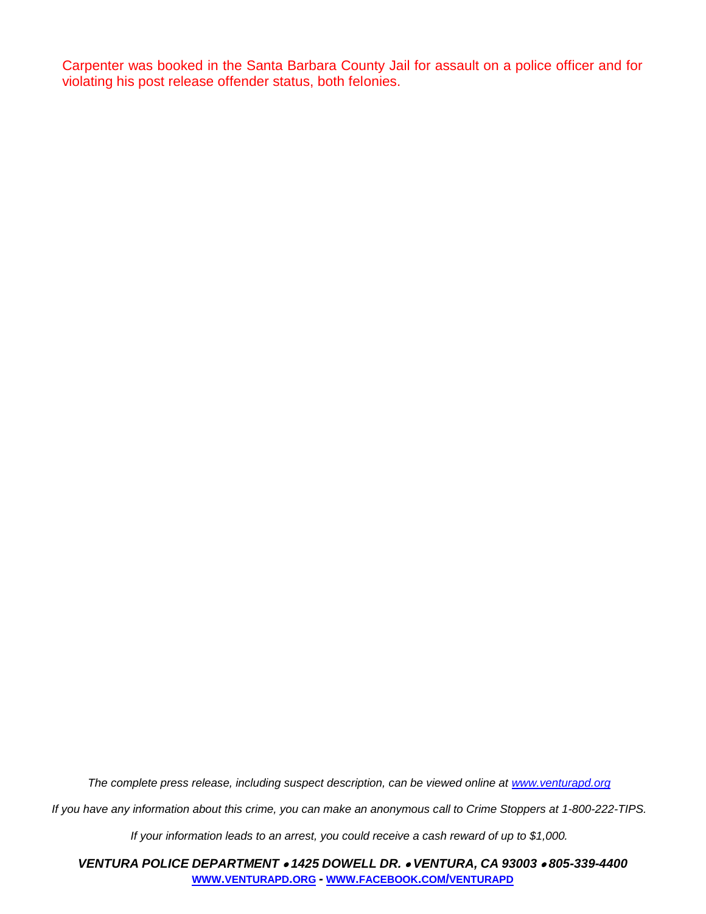Carpenter was booked in the Santa Barbara County Jail for assault on a police officer and for violating his post release offender status, both felonies.

*The complete press release, including suspect description, can be viewed online at [www.venturapd.org](http://www.venturapd.org)*

*If you have any information about this crime, you can make an anonymous call to Crime Stoppers at 1-800-222-TIPS.*

*If your information leads to an arrest, you could receive a cash reward of up to $1,000.*

***VENTURA POLICE DEPARTMENT • 1425 DOWELL DR. • VENTURA, CA 93003 • 805-339-4400***

**[WWW.VENTURAPD.ORG](http://www.venturapd.org) - [WWW.FACEBOOK.COM/VENTURAPD](http://www.facebook.com/venturapd)**